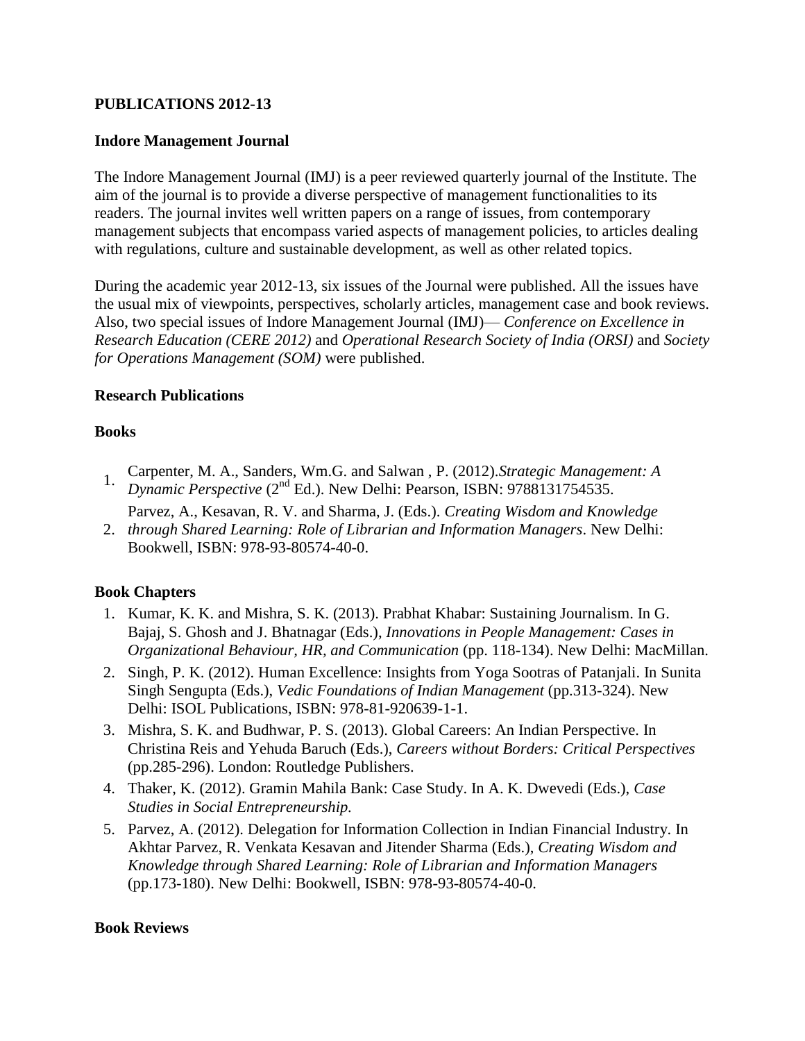# PUBLICATIONS 2012-13

## Indore Management Journal

The Indore Management Journal (IMJ) is a peer reviewed quarterly journal of the Institute. The aim of the journal is to provide a diverse perspective of management functionalities to its readers. The journal invites well written papers on a range of issues, from contemporary management subjects that encompass varied aspects of management policies, to articles dealing with regulations, culture and sustainable development, as well as other related topics.

During the academic year 2012-13, six issues of the Journal were published. All the issues have the usual mix of viewpoints, perspectives, scholarly articles, management case and book reviews. Also, two special issues of Indore Management Journal (IMJ)— *Conference on Excellence in Research Education (CERE 2012)* and *Operational Research Society of India (ORSI)* and *Society for Operations Management (SOM)* were published.

## Research Publications

### Books

1. Carpenter, M. A., Sanders, Wm.G. and Salwan , P. (2012).*Strategic Management: A Dynamic Perspective* (2nd Ed.). New Delhi: Pearson, ISBN: 9788131754535.
2. Parvez, A., Kesavan, R. V. and Sharma, J. (Eds.). *Creating Wisdom and Knowledge through Shared Learning: Role of Librarian and Information Managers*. New Delhi: Bookwell, ISBN: 978-93-80574-40-0.

### Book Chapters

1. Kumar, K. K. and Mishra, S. K. (2013). Prabhat Khabar: Sustaining Journalism. In G. Bajaj, S. Ghosh and J. Bhatnagar (Eds.), *Innovations in People Management: Cases in Organizational Behaviour, HR, and Communication* (pp. 118-134). New Delhi: MacMillan.
2. Singh, P. K. (2012). Human Excellence: Insights from Yoga Sootras of Patanjali. In Sunita Singh Sengupta (Eds.), *Vedic Foundations of Indian Management* (pp.313-324). New Delhi: ISOL Publications, ISBN: 978-81-920639-1-1.
3. Mishra, S. K. and Budhwar, P. S. (2013). Global Careers: An Indian Perspective. In Christina Reis and Yehuda Baruch (Eds.), *Careers without Borders: Critical Perspectives* (pp.285-296). London: Routledge Publishers.
4. Thaker, K. (2012). Gramin Mahila Bank: Case Study. In A. K. Dwevedi (Eds.), *Case Studies in Social Entrepreneurship.*
5. Parvez, A. (2012). Delegation for Information Collection in Indian Financial Industry. In Akhtar Parvez, R. Venkata Kesavan and Jitender Sharma (Eds.), *Creating Wisdom and Knowledge through Shared Learning: Role of Librarian and Information Managers* (pp.173-180). New Delhi: Bookwell, ISBN: 978-93-80574-40-0.

### Book Reviews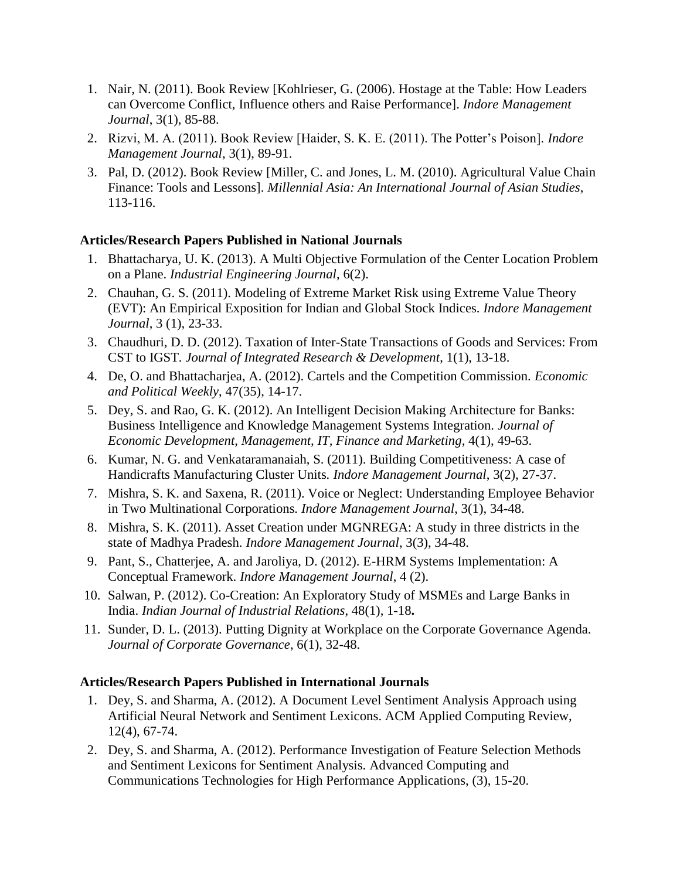1. Nair, N. (2011). Book Review [Kohlrieser, G. (2006). Hostage at the Table: How Leaders can Overcome Conflict, Influence others and Raise Performance]. *Indore Management Journal*, 3(1), 85-88.
2. Rizvi, M. A. (2011). Book Review [Haider, S. K. E. (2011). The Potter's Poison]. *Indore Management Journal*, 3(1), 89-91.
3. Pal, D. (2012). Book Review [Miller, C. and Jones, L. M. (2010). Agricultural Value Chain Finance: Tools and Lessons]. *Millennial Asia: An International Journal of Asian Studies*, 113-116.

**Articles/Research Papers Published in National Journals**

1. Bhattacharya, U. K. (2013). A Multi Objective Formulation of the Center Location Problem on a Plane. *Industrial Engineering Journal*, 6(2).
2. Chauhan, G. S. (2011). Modeling of Extreme Market Risk using Extreme Value Theory (EVT): An Empirical Exposition for Indian and Global Stock Indices. *Indore Management Journal*, 3 (1), 23-33.
3. Chaudhuri, D. D. (2012). Taxation of Inter-State Transactions of Goods and Services: From CST to IGST. *Journal of Integrated Research & Development*, 1(1), 13-18.
4. De, O. and Bhattacharjea, A. (2012). Cartels and the Competition Commission. *Economic and Political Weekly*, 47(35), 14-17.
5. Dey, S. and Rao, G. K. (2012). An Intelligent Decision Making Architecture for Banks: Business Intelligence and Knowledge Management Systems Integration. *Journal of Economic Development, Management, IT, Finance and Marketing*, 4(1), 49-63.
6. Kumar, N. G. and Venkataramanaiah, S. (2011). Building Competitiveness: A case of Handicrafts Manufacturing Cluster Units. *Indore Management Journal*, 3(2), 27-37.
7. Mishra, S. K. and Saxena, R. (2011). Voice or Neglect: Understanding Employee Behavior in Two Multinational Corporations. *Indore Management Journal*, 3(1), 34-48.
8. Mishra, S. K. (2011). Asset Creation under MGNREGA: A study in three districts in the state of Madhya Pradesh. *Indore Management Journal*, 3(3), 34-48.
9. Pant, S., Chatterjee, A. and Jaroliya, D. (2012). E-HRM Systems Implementation: A Conceptual Framework. *Indore Management Journal*, 4 (2).
10. Salwan, P. (2012). Co-Creation: An Exploratory Study of MSMEs and Large Banks in India. *Indian Journal of Industrial Relations*, 48(1), 1-18**.**
11. Sunder, D. L. (2013). Putting Dignity at Workplace on the Corporate Governance Agenda. *Journal of Corporate Governance*, 6(1), 32-48.

**Articles/Research Papers Published in International Journals**

1. Dey, S. and Sharma, A. (2012). A Document Level Sentiment Analysis Approach using Artificial Neural Network and Sentiment Lexicons. ACM Applied Computing Review, 12(4), 67-74.
2. Dey, S. and Sharma, A. (2012). Performance Investigation of Feature Selection Methods and Sentiment Lexicons for Sentiment Analysis. Advanced Computing and Communications Technologies for High Performance Applications, (3), 15-20.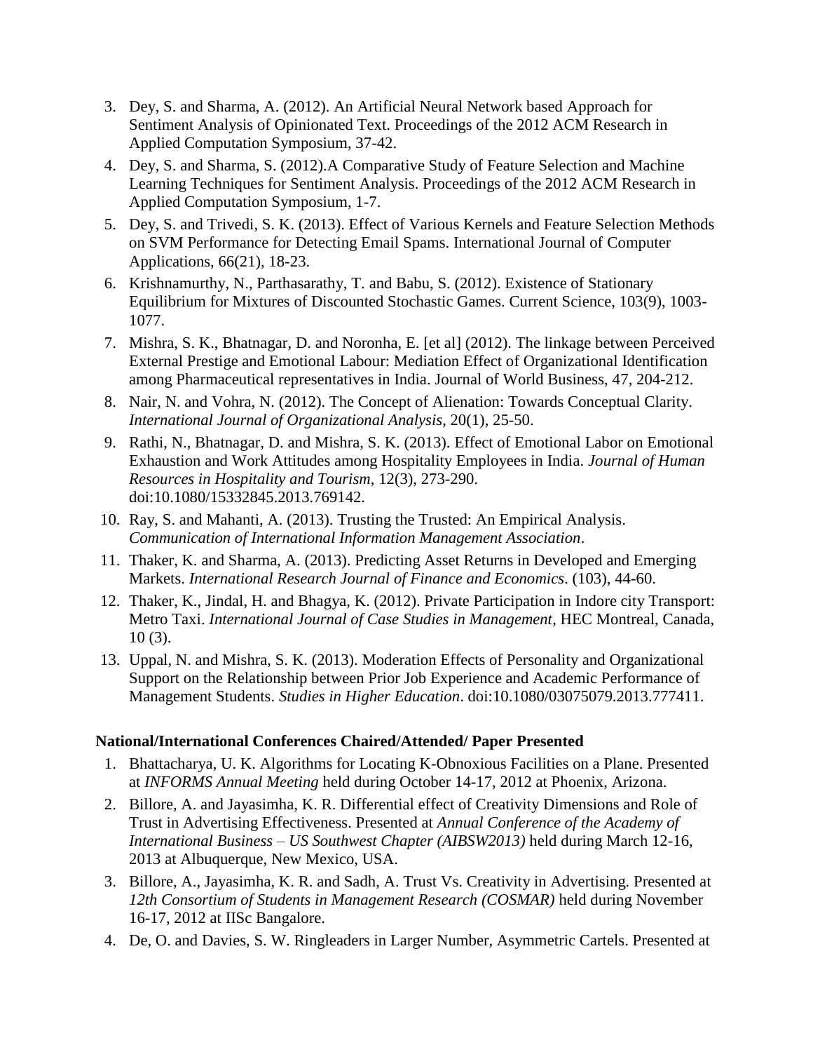3. Dey, S. and Sharma, A. (2012). An Artificial Neural Network based Approach for Sentiment Analysis of Opinionated Text. Proceedings of the 2012 ACM Research in Applied Computation Symposium, 37-42.
4. Dey, S. and Sharma, S. (2012).A Comparative Study of Feature Selection and Machine Learning Techniques for Sentiment Analysis. Proceedings of the 2012 ACM Research in Applied Computation Symposium, 1-7.
5. Dey, S. and Trivedi, S. K. (2013). Effect of Various Kernels and Feature Selection Methods on SVM Performance for Detecting Email Spams. International Journal of Computer Applications, 66(21), 18-23.
6. Krishnamurthy, N., Parthasarathy, T. and Babu, S. (2012). Existence of Stationary Equilibrium for Mixtures of Discounted Stochastic Games. Current Science, 103(9), 1003-1077.
7. Mishra, S. K., Bhatnagar, D. and Noronha, E. [et al] (2012). The linkage between Perceived External Prestige and Emotional Labour: Mediation Effect of Organizational Identification among Pharmaceutical representatives in India. Journal of World Business, 47, 204-212.
8. Nair, N. and Vohra, N. (2012). The Concept of Alienation: Towards Conceptual Clarity. *International Journal of Organizational Analysis*, 20(1), 25-50.
9. Rathi, N., Bhatnagar, D. and Mishra, S. K. (2013). Effect of Emotional Labor on Emotional Exhaustion and Work Attitudes among Hospitality Employees in India. *Journal of Human Resources in Hospitality and Tourism*, 12(3), 273-290. doi:10.1080/15332845.2013.769142.
10. Ray, S. and Mahanti, A. (2013). Trusting the Trusted: An Empirical Analysis. *Communication of International Information Management Association*.
11. Thaker, K. and Sharma, A. (2013). Predicting Asset Returns in Developed and Emerging Markets. *International Research Journal of Finance and Economics*. (103), 44-60.
12. Thaker, K., Jindal, H. and Bhagya, K. (2012). Private Participation in Indore city Transport: Metro Taxi. *International Journal of Case Studies in Management*, HEC Montreal, Canada, 10 (3).
13. Uppal, N. and Mishra, S. K. (2013). Moderation Effects of Personality and Organizational Support on the Relationship between Prior Job Experience and Academic Performance of Management Students. *Studies in Higher Education*. doi:10.1080/03075079.2013.777411.

**National/International Conferences Chaired/Attended/ Paper Presented**

1. Bhattacharya, U. K. Algorithms for Locating K-Obnoxious Facilities on a Plane. Presented at *INFORMS Annual Meeting* held during October 14-17, 2012 at Phoenix, Arizona.
2. Billore, A. and Jayasimha, K. R. Differential effect of Creativity Dimensions and Role of Trust in Advertising Effectiveness. Presented at *Annual Conference of the Academy of International Business – US Southwest Chapter (AIBSW2013)* held during March 12-16, 2013 at Albuquerque, New Mexico, USA.
3. Billore, A., Jayasimha, K. R. and Sadh, A. Trust Vs. Creativity in Advertising. Presented at *12th Consortium of Students in Management Research (COSMAR)* held during November 16-17, 2012 at IISc Bangalore.
4. De, O. and Davies, S. W. Ringleaders in Larger Number, Asymmetric Cartels. Presented at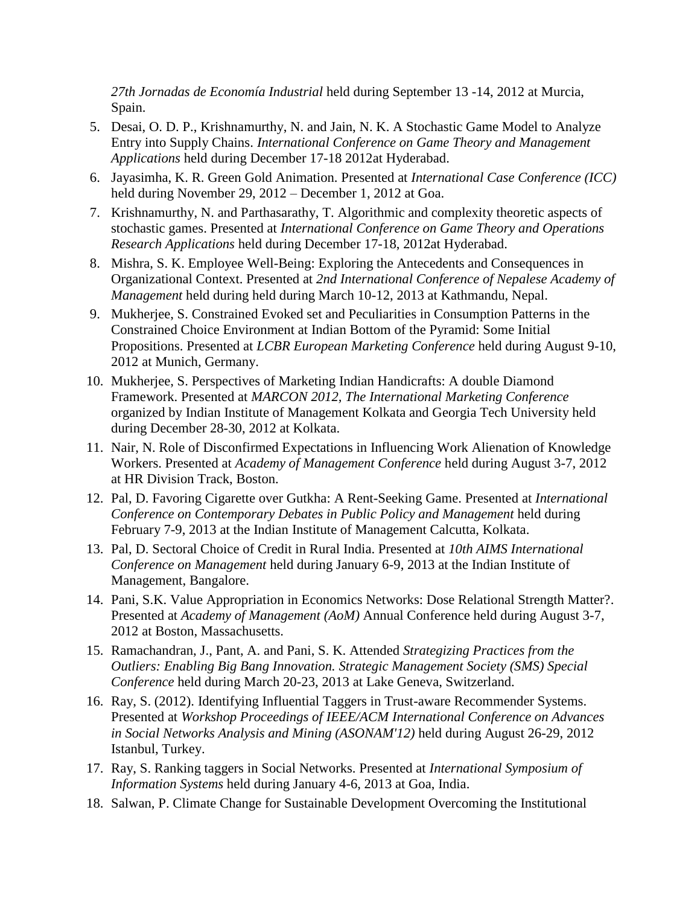*27th Jornadas de Economía Industrial* held during September 13 -14, 2012 at Murcia, Spain.

5. Desai, O. D. P., Krishnamurthy, N. and Jain, N. K. A Stochastic Game Model to Analyze Entry into Supply Chains. *International Conference on Game Theory and Management Applications* held during December 17-18 2012at Hyderabad.
6. Jayasimha, K. R. Green Gold Animation. Presented at *International Case Conference (ICC)* held during November 29, 2012 – December 1, 2012 at Goa.
7. Krishnamurthy, N. and Parthasarathy, T. Algorithmic and complexity theoretic aspects of stochastic games. Presented at *International Conference on Game Theory and Operations Research Applications* held during December 17-18, 2012at Hyderabad.
8. Mishra, S. K. Employee Well-Being: Exploring the Antecedents and Consequences in Organizational Context. Presented at *2nd International Conference of Nepalese Academy of Management* held during held during March 10-12, 2013 at Kathmandu, Nepal.
9. Mukherjee, S. Constrained Evoked set and Peculiarities in Consumption Patterns in the Constrained Choice Environment at Indian Bottom of the Pyramid: Some Initial Propositions. Presented at *LCBR European Marketing Conference* held during August 9-10, 2012 at Munich, Germany.
10. Mukherjee, S. Perspectives of Marketing Indian Handicrafts: A double Diamond Framework. Presented at *MARCON 2012, The International Marketing Conference* organized by Indian Institute of Management Kolkata and Georgia Tech University held during December 28-30, 2012 at Kolkata.
11. Nair, N. Role of Disconfirmed Expectations in Influencing Work Alienation of Knowledge Workers. Presented at *Academy of Management Conference* held during August 3-7, 2012 at HR Division Track, Boston.
12. Pal, D. Favoring Cigarette over Gutkha: A Rent-Seeking Game. Presented at *International Conference on Contemporary Debates in Public Policy and Management* held during February 7-9, 2013 at the Indian Institute of Management Calcutta, Kolkata.
13. Pal, D. Sectoral Choice of Credit in Rural India. Presented at *10th AIMS International Conference on Management* held during January 6-9, 2013 at the Indian Institute of Management, Bangalore.
14. Pani, S.K. Value Appropriation in Economics Networks: Dose Relational Strength Matter?. Presented at *Academy of Management (AoM)* Annual Conference held during August 3-7, 2012 at Boston, Massachusetts.
15. Ramachandran, J., Pant, A. and Pani, S. K. Attended *Strategizing Practices from the Outliers: Enabling Big Bang Innovation. Strategic Management Society (SMS) Special Conference* held during March 20-23, 2013 at Lake Geneva, Switzerland.
16. Ray, S. (2012). Identifying Influential Taggers in Trust-aware Recommender Systems. Presented at *Workshop Proceedings of IEEE/ACM International Conference on Advances in Social Networks Analysis and Mining (ASONAM'12)* held during August 26-29, 2012 Istanbul, Turkey.
17. Ray, S. Ranking taggers in Social Networks. Presented at *International Symposium of Information Systems* held during January 4-6, 2013 at Goa, India.
18. Salwan, P. Climate Change for Sustainable Development Overcoming the Institutional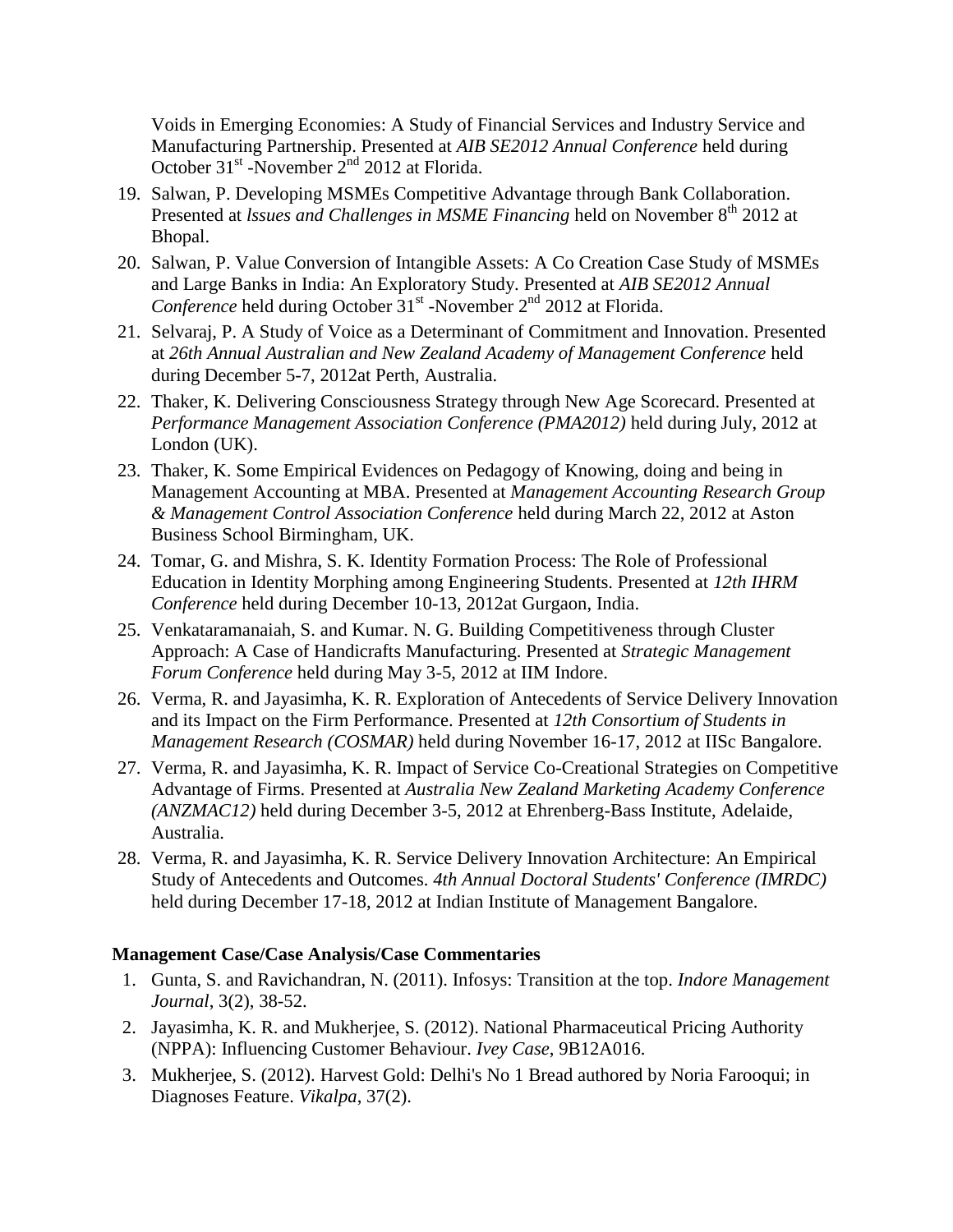Voids in Emerging Economies: A Study of Financial Services and Industry Service and Manufacturing Partnership. Presented at *AIB SE2012 Annual Conference* held during October 31st -November 2nd 2012 at Florida.

19. Salwan, P. Developing MSMEs Competitive Advantage through Bank Collaboration. Presented at *lssues and Challenges in MSME Financing* held on November 8th 2012 at Bhopal.
20. Salwan, P. Value Conversion of Intangible Assets: A Co Creation Case Study of MSMEs and Large Banks in India: An Exploratory Study. Presented at *AIB SE2012 Annual Conference* held during October 31st -November 2nd 2012 at Florida.
21. Selvaraj, P. A Study of Voice as a Determinant of Commitment and Innovation. Presented at *26th Annual Australian and New Zealand Academy of Management Conference* held during December 5-7, 2012at Perth, Australia.
22. Thaker, K. Delivering Consciousness Strategy through New Age Scorecard. Presented at *Performance Management Association Conference (PMA2012)* held during July, 2012 at London (UK).
23. Thaker, K. Some Empirical Evidences on Pedagogy of Knowing, doing and being in Management Accounting at MBA. Presented at *Management Accounting Research Group & Management Control Association Conference* held during March 22, 2012 at Aston Business School Birmingham, UK.
24. Tomar, G. and Mishra, S. K. Identity Formation Process: The Role of Professional Education in Identity Morphing among Engineering Students. Presented at *12th IHRM Conference* held during December 10-13, 2012at Gurgaon, India.
25. Venkataramanaiah, S. and Kumar. N. G. Building Competitiveness through Cluster Approach: A Case of Handicrafts Manufacturing. Presented at *Strategic Management Forum Conference* held during May 3-5, 2012 at IIM Indore.
26. Verma, R. and Jayasimha, K. R. Exploration of Antecedents of Service Delivery Innovation and its Impact on the Firm Performance. Presented at *12th Consortium of Students in Management Research (COSMAR)* held during November 16-17, 2012 at IISc Bangalore.
27. Verma, R. and Jayasimha, K. R. Impact of Service Co-Creational Strategies on Competitive Advantage of Firms. Presented at *Australia New Zealand Marketing Academy Conference (ANZMAC12)* held during December 3-5, 2012 at Ehrenberg-Bass Institute, Adelaide, Australia.
28. Verma, R. and Jayasimha, K. R. Service Delivery Innovation Architecture: An Empirical Study of Antecedents and Outcomes. *4th Annual Doctoral Students' Conference (IMRDC)* held during December 17-18, 2012 at Indian Institute of Management Bangalore.

**Management Case/Case Analysis/Case Commentaries**

1. Gunta, S. and Ravichandran, N. (2011). Infosys: Transition at the top. *Indore Management Journal*, 3(2), 38-52.
2. Jayasimha, K. R. and Mukherjee, S. (2012). National Pharmaceutical Pricing Authority (NPPA): Influencing Customer Behaviour. *Ivey Case*, 9B12A016.
3. Mukherjee, S. (2012). Harvest Gold: Delhi's No 1 Bread authored by Noria Farooqui; in Diagnoses Feature. *Vikalpa*, 37(2).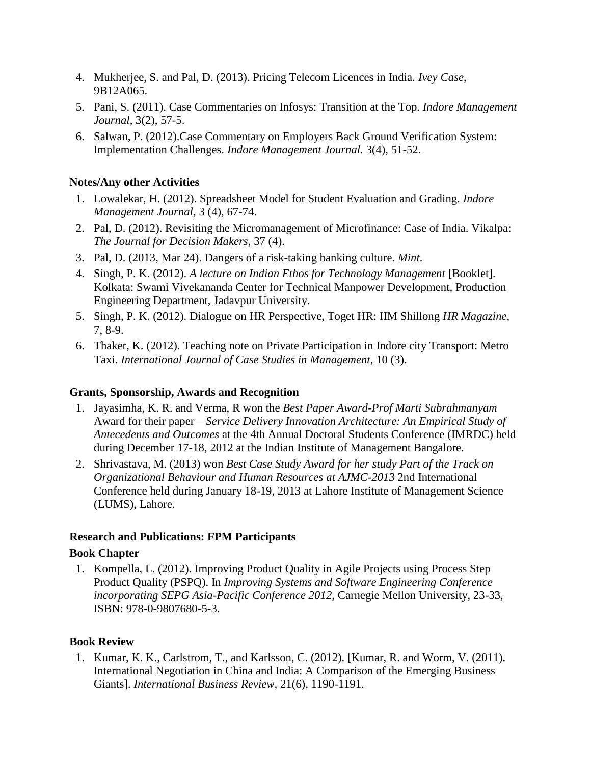4. Mukherjee, S. and Pal, D. (2013). Pricing Telecom Licences in India. *Ivey Case*, 9B12A065.
5. Pani, S. (2011). Case Commentaries on Infosys: Transition at the Top. *Indore Management Journal*, 3(2), 57-5.
6. Salwan, P. (2012).Case Commentary on Employers Back Ground Verification System: Implementation Challenges. *Indore Management Journal.* 3(4), 51-52.

**Notes/Any other Activities**

1. Lowalekar, H. (2012). Spreadsheet Model for Student Evaluation and Grading. *Indore Management Journal*, 3 (4), 67-74.
2. Pal, D. (2012). Revisiting the Micromanagement of Microfinance: Case of India. Vikalpa: *The Journal for Decision Makers*, 37 (4).
3. Pal, D. (2013, Mar 24). Dangers of a risk-taking banking culture. *Mint*.
4. Singh, P. K. (2012). *A lecture on Indian Ethos for Technology Management* [Booklet]. Kolkata: Swami Vivekananda Center for Technical Manpower Development, Production Engineering Department, Jadavpur University.
5. Singh, P. K. (2012). Dialogue on HR Perspective, Toget HR: IIM Shillong *HR Magazine*, 7, 8-9.
6. Thaker, K. (2012). Teaching note on Private Participation in Indore city Transport: Metro Taxi. *International Journal of Case Studies in Management*, 10 (3).

**Grants, Sponsorship, Awards and Recognition**

1. Jayasimha, K. R. and Verma, R won the *Best Paper Award-Prof Marti Subrahmanyam* Award for their paper—*Service Delivery Innovation Architecture: An Empirical Study of Antecedents and Outcomes* at the 4th Annual Doctoral Students Conference (IMRDC) held during December 17-18, 2012 at the Indian Institute of Management Bangalore.
2. Shrivastava, M. (2013) won *Best Case Study Award for her study Part of the Track on Organizational Behaviour and Human Resources at AJMC-2013* 2nd International Conference held during January 18-19, 2013 at Lahore Institute of Management Science (LUMS), Lahore.

**Research and Publications: FPM Participants**

**Book Chapter**

1. Kompella, L. (2012). Improving Product Quality in Agile Projects using Process Step Product Quality (PSPQ). In *Improving Systems and Software Engineering Conference incorporating SEPG Asia-Pacific Conference 2012,* Carnegie Mellon University, 23-33, ISBN: 978-0-9807680-5-3.

**Book Review**

1. Kumar, K. K., Carlstrom, T., and Karlsson, C. (2012). [Kumar, R. and Worm, V. (2011). International Negotiation in China and India: A Comparison of the Emerging Business Giants]. *International Business Review*, 21(6), 1190-1191.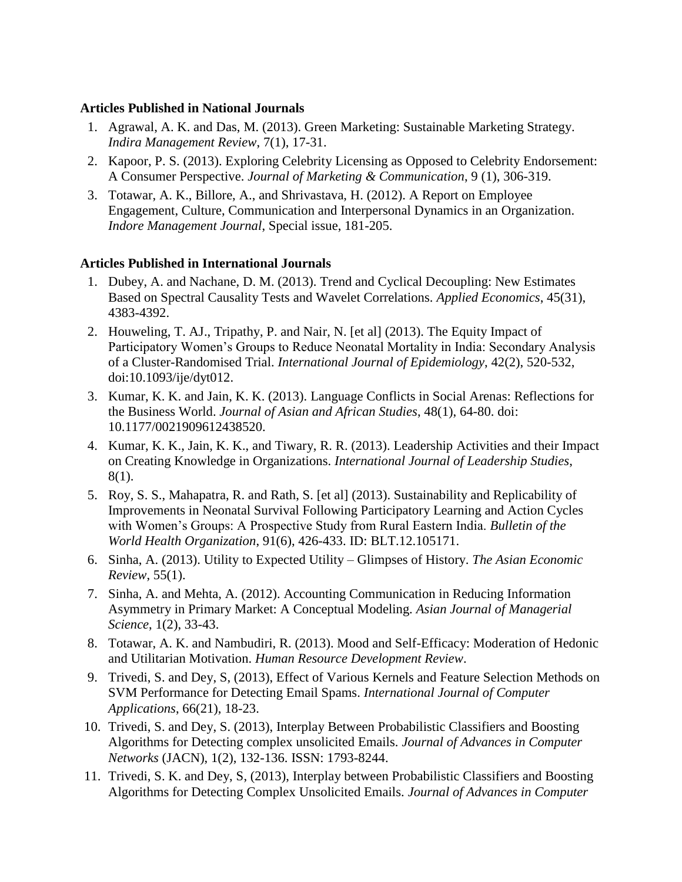**Articles Published in National Journals**

1. Agrawal, A. K. and Das, M. (2013). Green Marketing: Sustainable Marketing Strategy. *Indira Management Review*, 7(1), 17-31.
2. Kapoor, P. S. (2013). Exploring Celebrity Licensing as Opposed to Celebrity Endorsement: A Consumer Perspective. *Journal of Marketing & Communication*, 9 (1), 306-319.
3. Totawar, A. K., Billore, A., and Shrivastava, H. (2012). A Report on Employee Engagement, Culture, Communication and Interpersonal Dynamics in an Organization. *Indore Management Journal*, Special issue, 181-205.

**Articles Published in International Journals**

1. Dubey, A. and Nachane, D. M. (2013). Trend and Cyclical Decoupling: New Estimates Based on Spectral Causality Tests and Wavelet Correlations. *Applied Economics*, 45(31), 4383-4392.
2. Houweling, T. AJ., Tripathy, P. and Nair, N. [et al] (2013). The Equity Impact of Participatory Women's Groups to Reduce Neonatal Mortality in India: Secondary Analysis of a Cluster-Randomised Trial. *International Journal of Epidemiology*, 42(2), 520-532, doi:10.1093/ije/dyt012.
3. Kumar, K. K. and Jain, K. K. (2013). Language Conflicts in Social Arenas: Reflections for the Business World. *Journal of Asian and African Studies*, 48(1), 64-80. doi: 10.1177/0021909612438520.
4. Kumar, K. K., Jain, K. K., and Tiwary, R. R. (2013). Leadership Activities and their Impact on Creating Knowledge in Organizations. *International Journal of Leadership Studies*, 8(1).
5. Roy, S. S., Mahapatra, R. and Rath, S. [et al] (2013). Sustainability and Replicability of Improvements in Neonatal Survival Following Participatory Learning and Action Cycles with Women's Groups: A Prospective Study from Rural Eastern India. *Bulletin of the World Health Organization*, 91(6), 426-433. ID: BLT.12.105171.
6. Sinha, A. (2013). Utility to Expected Utility – Glimpses of History. *The Asian Economic Review*, 55(1).
7. Sinha, A. and Mehta, A. (2012). Accounting Communication in Reducing Information Asymmetry in Primary Market: A Conceptual Modeling. *Asian Journal of Managerial Science*, 1(2), 33-43.
8. Totawar, A. K. and Nambudiri, R. (2013). Mood and Self-Efficacy: Moderation of Hedonic and Utilitarian Motivation. *Human Resource Development Review*.
9. Trivedi, S. and Dey, S, (2013), Effect of Various Kernels and Feature Selection Methods on SVM Performance for Detecting Email Spams. *International Journal of Computer Applications*, 66(21), 18-23.
10. Trivedi, S. and Dey, S. (2013), Interplay Between Probabilistic Classifiers and Boosting Algorithms for Detecting complex unsolicited Emails. *Journal of Advances in Computer Networks* (JACN), 1(2), 132-136. ISSN: 1793-8244.
11. Trivedi, S. K. and Dey, S, (2013), Interplay between Probabilistic Classifiers and Boosting Algorithms for Detecting Complex Unsolicited Emails. *Journal of Advances in Computer*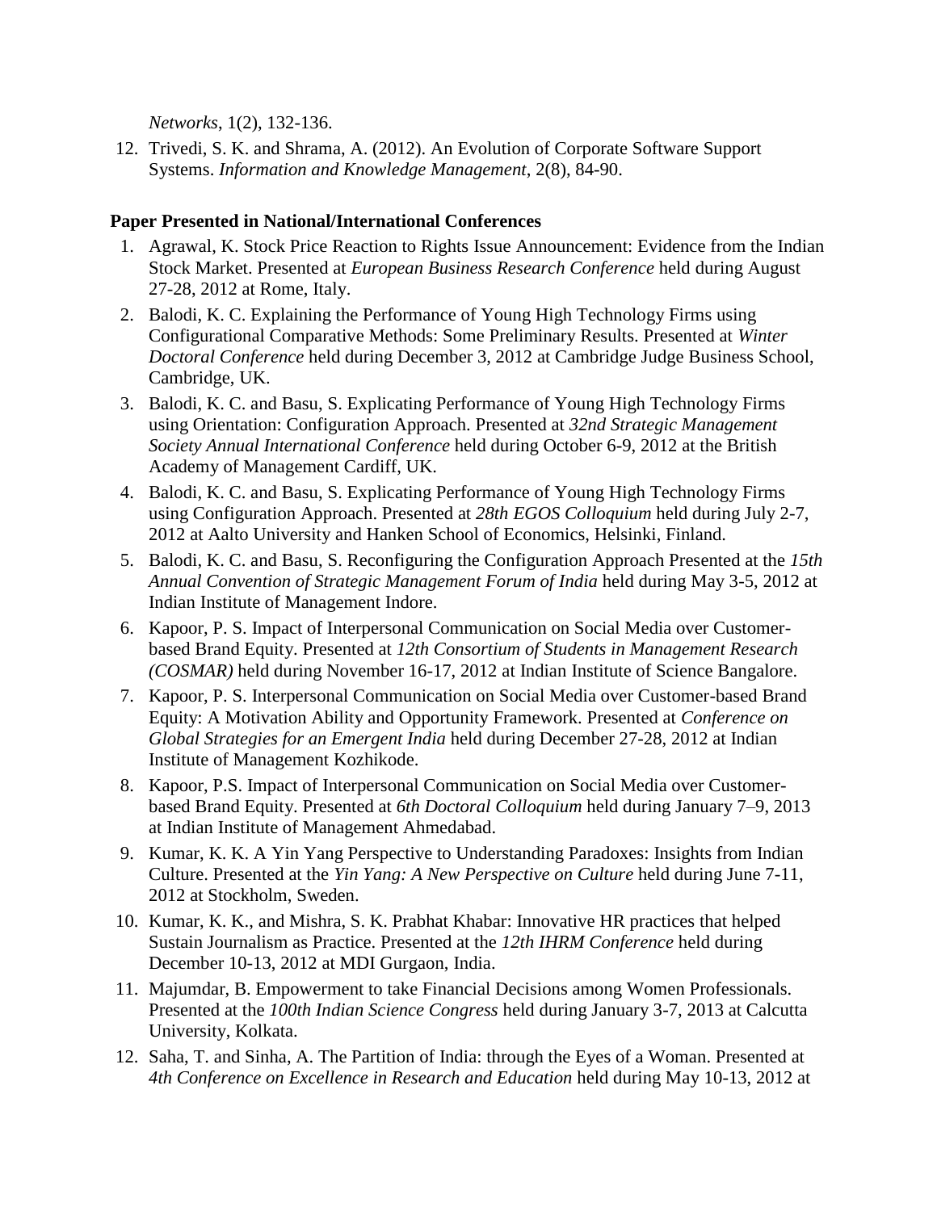*Networks*, 1(2), 132-136.

12. Trivedi, S. K. and Shrama, A. (2012). An Evolution of Corporate Software Support Systems. *Information and Knowledge Management*, 2(8), 84-90.

**Paper Presented in National/International Conferences**

1. Agrawal, K. Stock Price Reaction to Rights Issue Announcement: Evidence from the Indian Stock Market. Presented at *European Business Research Conference* held during August 27-28, 2012 at Rome, Italy.
2. Balodi, K. C. Explaining the Performance of Young High Technology Firms using Configurational Comparative Methods: Some Preliminary Results. Presented at *Winter Doctoral Conference* held during December 3, 2012 at Cambridge Judge Business School, Cambridge, UK.
3. Balodi, K. C. and Basu, S. Explicating Performance of Young High Technology Firms using Orientation: Configuration Approach. Presented at *32nd Strategic Management Society Annual International Conference* held during October 6-9, 2012 at the British Academy of Management Cardiff, UK.
4. Balodi, K. C. and Basu, S. Explicating Performance of Young High Technology Firms using Configuration Approach. Presented at *28th EGOS Colloquium* held during July 2-7, 2012 at Aalto University and Hanken School of Economics, Helsinki, Finland.
5. Balodi, K. C. and Basu, S. Reconfiguring the Configuration Approach Presented at the *15th Annual Convention of Strategic Management Forum of India* held during May 3-5, 2012 at Indian Institute of Management Indore.
6. Kapoor, P. S. Impact of Interpersonal Communication on Social Media over Customer-based Brand Equity. Presented at *12th Consortium of Students in Management Research (COSMAR)* held during November 16-17, 2012 at Indian Institute of Science Bangalore.
7. Kapoor, P. S. Interpersonal Communication on Social Media over Customer-based Brand Equity: A Motivation Ability and Opportunity Framework. Presented at *Conference on Global Strategies for an Emergent India* held during December 27-28, 2012 at Indian Institute of Management Kozhikode.
8. Kapoor, P.S. Impact of Interpersonal Communication on Social Media over Customer-based Brand Equity. Presented at *6th Doctoral Colloquium* held during January 7–9, 2013 at Indian Institute of Management Ahmedabad.
9. Kumar, K. K. A Yin Yang Perspective to Understanding Paradoxes: Insights from Indian Culture. Presented at the *Yin Yang: A New Perspective on Culture* held during June 7-11, 2012 at Stockholm, Sweden.
10. Kumar, K. K., and Mishra, S. K. Prabhat Khabar: Innovative HR practices that helped Sustain Journalism as Practice. Presented at the *12th IHRM Conference* held during December 10-13, 2012 at MDI Gurgaon, India.
11. Majumdar, B. Empowerment to take Financial Decisions among Women Professionals. Presented at the *100th Indian Science Congress* held during January 3-7, 2013 at Calcutta University, Kolkata.
12. Saha, T. and Sinha, A. The Partition of India: through the Eyes of a Woman. Presented at *4th Conference on Excellence in Research and Education* held during May 10-13, 2012 at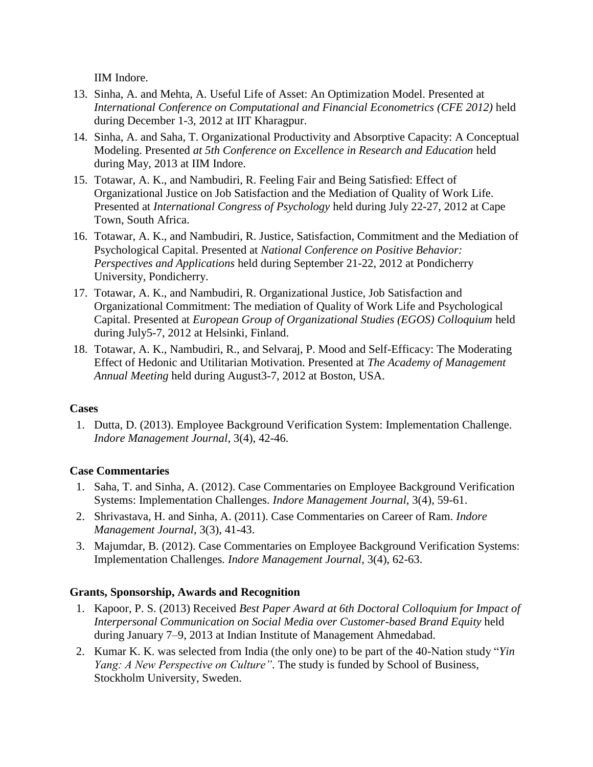IIM Indore.

13. Sinha, A. and Mehta, A. Useful Life of Asset: An Optimization Model. Presented at *International Conference on Computational and Financial Econometrics (CFE 2012)* held during December 1-3, 2012 at IIT Kharagpur.
14. Sinha, A. and Saha, T. Organizational Productivity and Absorptive Capacity: A Conceptual Modeling. Presented *at 5th Conference on Excellence in Research and Education* held during May, 2013 at IIM Indore.
15. Totawar, A. K., and Nambudiri, R. Feeling Fair and Being Satisfied: Effect of Organizational Justice on Job Satisfaction and the Mediation of Quality of Work Life. Presented at *International Congress of Psychology* held during July 22-27, 2012 at Cape Town, South Africa.
16. Totawar, A. K., and Nambudiri, R. Justice, Satisfaction, Commitment and the Mediation of Psychological Capital. Presented at *National Conference on Positive Behavior: Perspectives and Applications* held during September 21-22, 2012 at Pondicherry University, Pondicherry.
17. Totawar, A. K., and Nambudiri, R. Organizational Justice, Job Satisfaction and Organizational Commitment: The mediation of Quality of Work Life and Psychological Capital. Presented at *European Group of Organizational Studies (EGOS) Colloquium* held during July5-7, 2012 at Helsinki, Finland.
18. Totawar, A. K., Nambudiri, R., and Selvaraj, P. Mood and Self-Efficacy: The Moderating Effect of Hedonic and Utilitarian Motivation. Presented at *The Academy of Management Annual Meeting* held during August3-7, 2012 at Boston, USA.

**Cases**

1. Dutta, D. (2013). Employee Background Verification System: Implementation Challenge. *Indore Management Journal*, 3(4), 42-46.

**Case Commentaries**

1. Saha, T. and Sinha, A. (2012). Case Commentaries on Employee Background Verification Systems: Implementation Challenges. *Indore Management Journal*, 3(4), 59-61.
2. Shrivastava, H. and Sinha, A. (2011). Case Commentaries on Career of Ram. *Indore Management Journal*, 3(3), 41-43.
3. Majumdar, B. (2012). Case Commentaries on Employee Background Verification Systems: Implementation Challenges. *Indore Management Journal*, 3(4), 62-63.

**Grants, Sponsorship, Awards and Recognition**

1. Kapoor, P. S. (2013) Received *Best Paper Award at 6th Doctoral Colloquium for Impact of Interpersonal Communication on Social Media over Customer-based Brand Equity* held during January 7–9, 2013 at Indian Institute of Management Ahmedabad.
2. Kumar K. K. was selected from India (the only one) to be part of the 40-Nation study "*Yin Yang: A New Perspective on Culture"*. The study is funded by School of Business, Stockholm University, Sweden.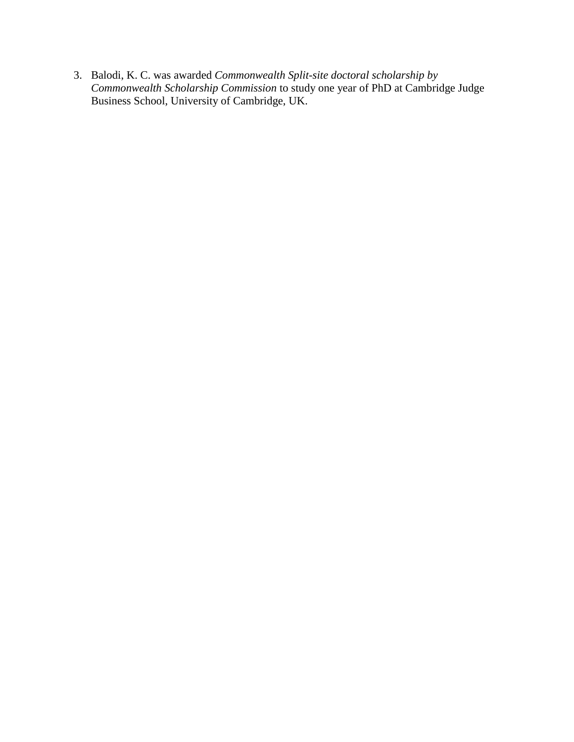3. Balodi, K. C. was awarded *Commonwealth Split-site doctoral scholarship by Commonwealth Scholarship Commission* to study one year of PhD at Cambridge Judge Business School, University of Cambridge, UK.